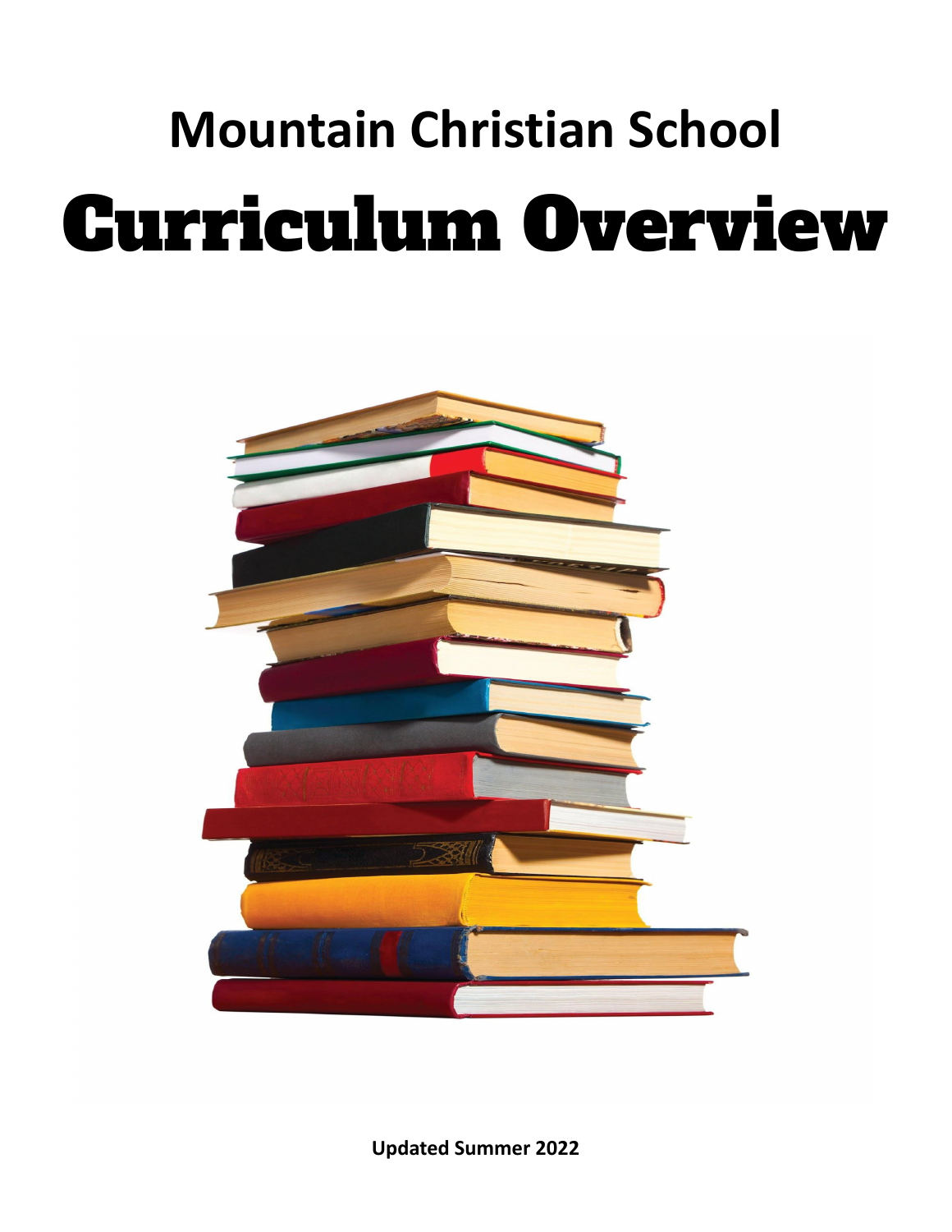# Mountain Christian School

# Curriculum Overview

**Updated Summer 2022**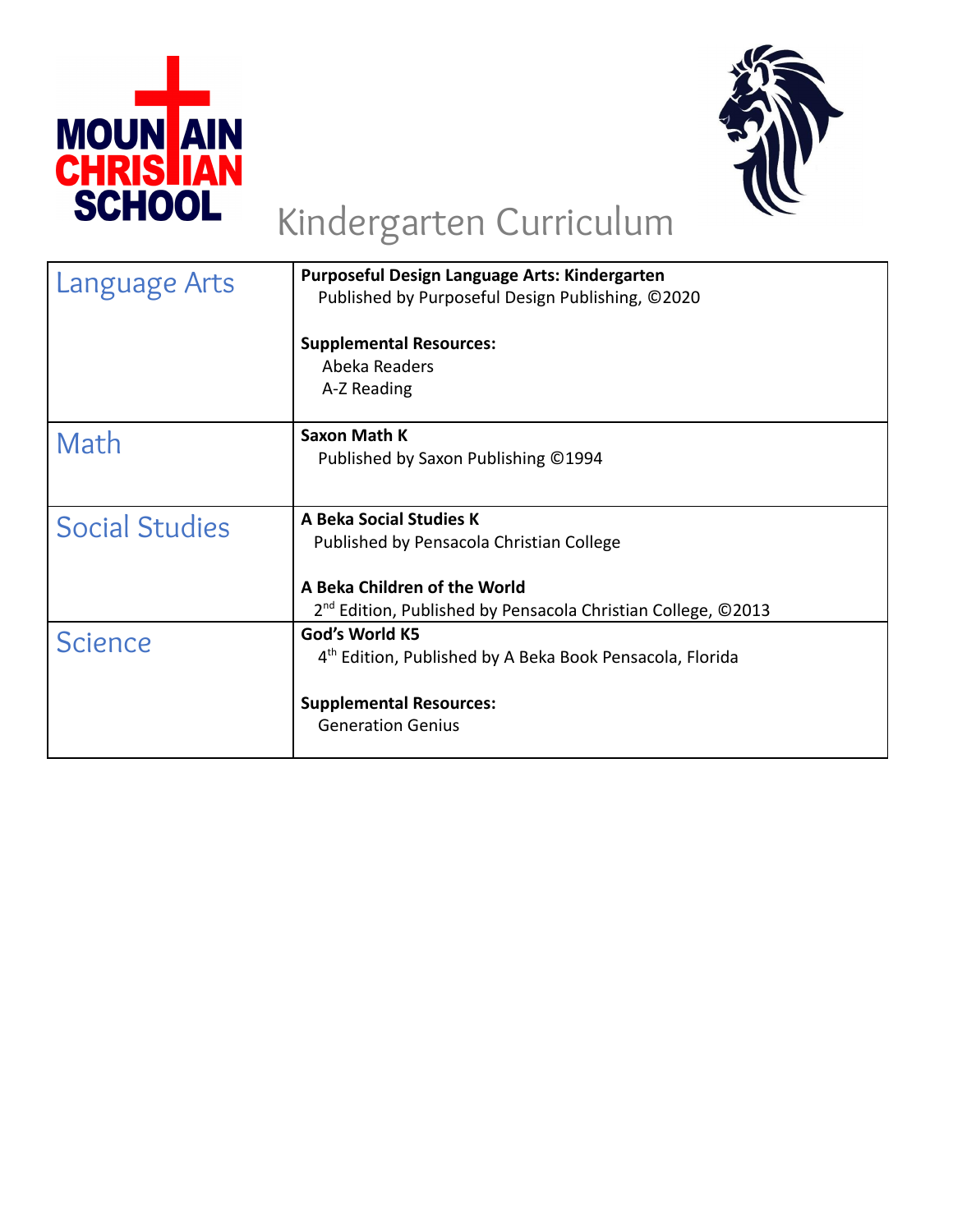# Kindergarten Curriculum

| Subject | Curriculum |
| --- | --- |
| Language Arts | **Purposeful Design Language Arts: Kindergarten**<br>Published by Purposeful Design Publishing, ©2020<br><br>**Supplemental Resources:**<br>Abeka Readers<br>A-Z Reading |
| Math | **Saxon Math K**<br>Published by Saxon Publishing ©1994 |
| Social Studies | **A Beka Social Studies K**<br>Published by Pensacola Christian College<br><br>**A Beka Children of the World**<br>2nd Edition, Published by Pensacola Christian College, ©2013 |
| Science | **God's World K5**<br>4th Edition, Published by A Beka Book Pensacola, Florida<br><br>**Supplemental Resources:**<br>Generation Genius |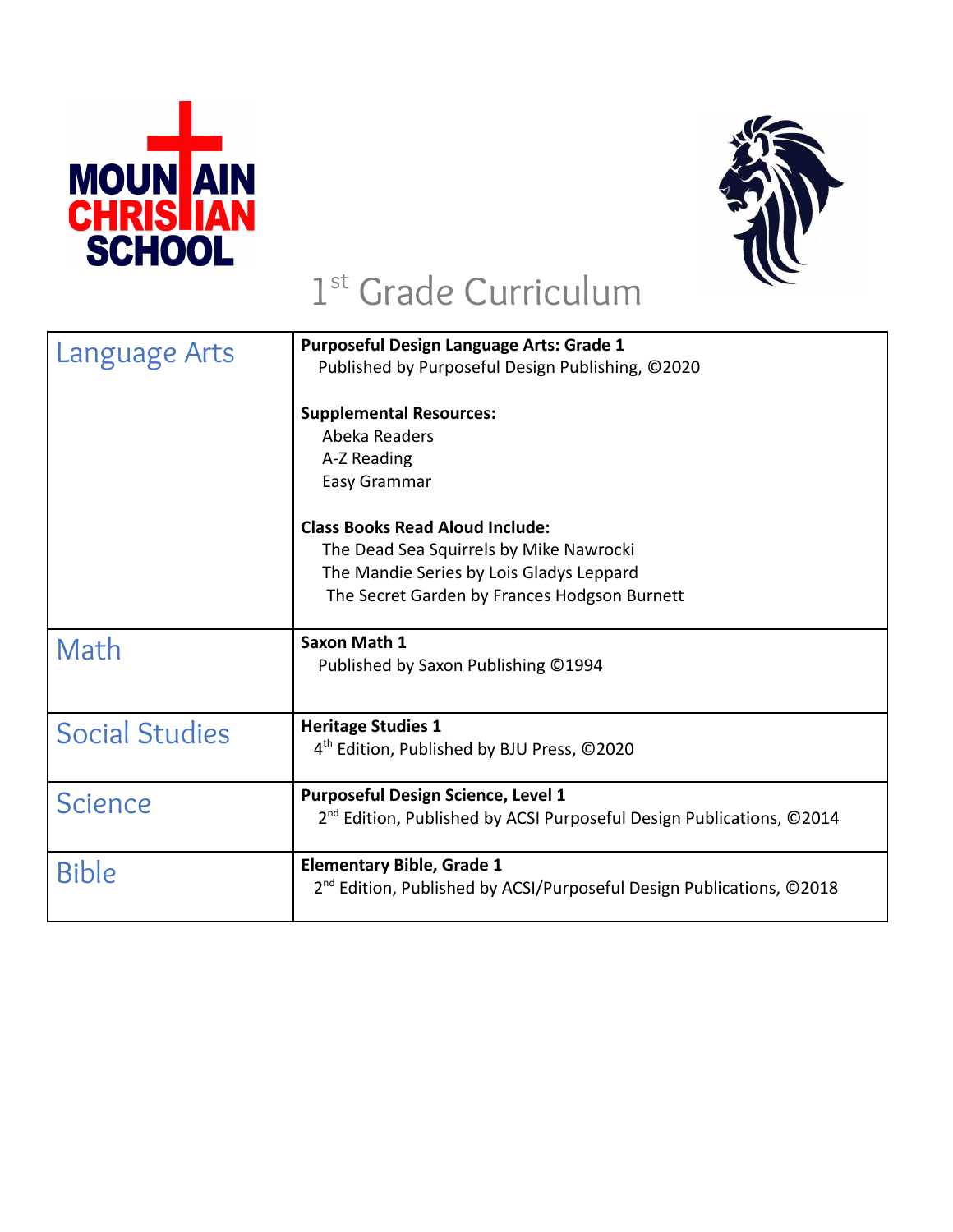MOUNTAIN CHRISTIAN SCHOOL

# 1st Grade Curriculum

| Subject | Curriculum |
| --- | --- |
| Language Arts | **Purposeful Design Language Arts: Grade 1**<br>Published by Purposeful Design Publishing, ©2020<br><br>**Supplemental Resources:**<br>Abeka Readers<br>A-Z Reading<br>Easy Grammar<br><br>**Class Books Read Aloud Include:**<br>The Dead Sea Squirrels by Mike Nawrocki<br>The Mandie Series by Lois Gladys Leppard<br>The Secret Garden by Frances Hodgson Burnett |
| Math | **Saxon Math 1**<br>Published by Saxon Publishing ©1994 |
| Social Studies | **Heritage Studies 1**<br>4th Edition, Published by BJU Press, ©2020 |
| Science | **Purposeful Design Science, Level 1**<br>2nd Edition, Published by ACSI Purposeful Design Publications, ©2014 |
| Bible | **Elementary Bible, Grade 1**<br>2nd Edition, Published by ACSI/Purposeful Design Publications, ©2018 |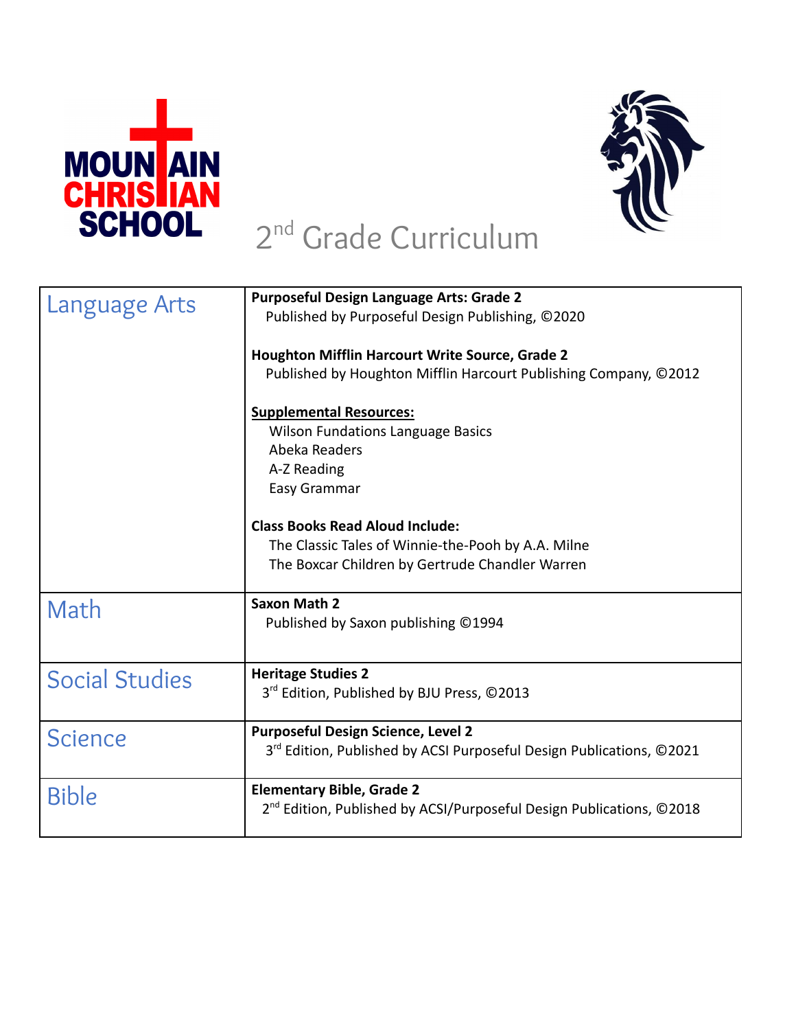# 2nd Grade Curriculum

| | |
|---|---|
| Language Arts | **Purposeful Design Language Arts: Grade 2**<br>Published by Purposeful Design Publishing, ©2020<br><br>**Houghton Mifflin Harcourt Write Source, Grade 2**<br>Published by Houghton Mifflin Harcourt Publishing Company, ©2012<br><br>**Supplemental Resources:**<br>Wilson Fundations Language Basics<br>Abeka Readers<br>A-Z Reading<br>Easy Grammar<br><br>**Class Books Read Aloud Include:**<br>The Classic Tales of Winnie-the-Pooh by A.A. Milne<br>The Boxcar Children by Gertrude Chandler Warren |
| Math | **Saxon Math 2**<br>Published by Saxon publishing ©1994 |
| Social Studies | **Heritage Studies 2**<br>3rd Edition, Published by BJU Press, ©2013 |
| Science | **Purposeful Design Science, Level 2**<br>3rd Edition, Published by ACSI Purposeful Design Publications, ©2021 |
| Bible | **Elementary Bible, Grade 2**<br>2nd Edition, Published by ACSI/Purposeful Design Publications, ©2018 |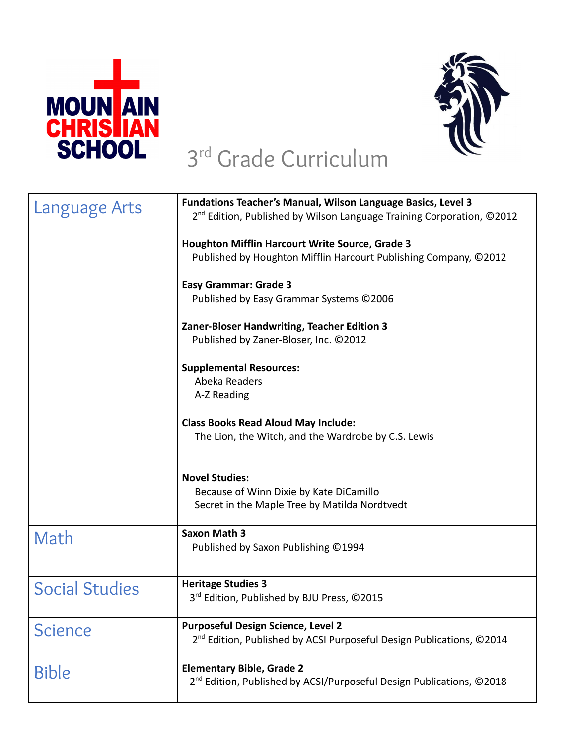# 3rd Grade Curriculum

| | |
|---|---|
| Language Arts | **Fundations Teacher's Manual, Wilson Language Basics, Level 3**<br>2nd Edition, Published by Wilson Language Training Corporation, ©2012<br><br>**Houghton Mifflin Harcourt Write Source, Grade 3**<br>Published by Houghton Mifflin Harcourt Publishing Company, ©2012<br><br>**Easy Grammar: Grade 3**<br>Published by Easy Grammar Systems ©2006<br><br>**Zaner-Bloser Handwriting, Teacher Edition 3**<br>Published by Zaner-Bloser, Inc. ©2012<br><br>**Supplemental Resources:**<br>Abeka Readers<br>A-Z Reading<br><br>**Class Books Read Aloud May Include:**<br>The Lion, the Witch, and the Wardrobe by C.S. Lewis<br><br>**Novel Studies:**<br>Because of Winn Dixie by Kate DiCamillo<br>Secret in the Maple Tree by Matilda Nordtvedt |
| Math | **Saxon Math 3**<br>Published by Saxon Publishing ©1994 |
| Social Studies | **Heritage Studies 3**<br>3rd Edition, Published by BJU Press, ©2015 |
| Science | **Purposeful Design Science, Level 2**<br>2nd Edition, Published by ACSI Purposeful Design Publications, ©2014 |
| Bible | **Elementary Bible, Grade 2**<br>2nd Edition, Published by ACSI/Purposeful Design Publications, ©2018 |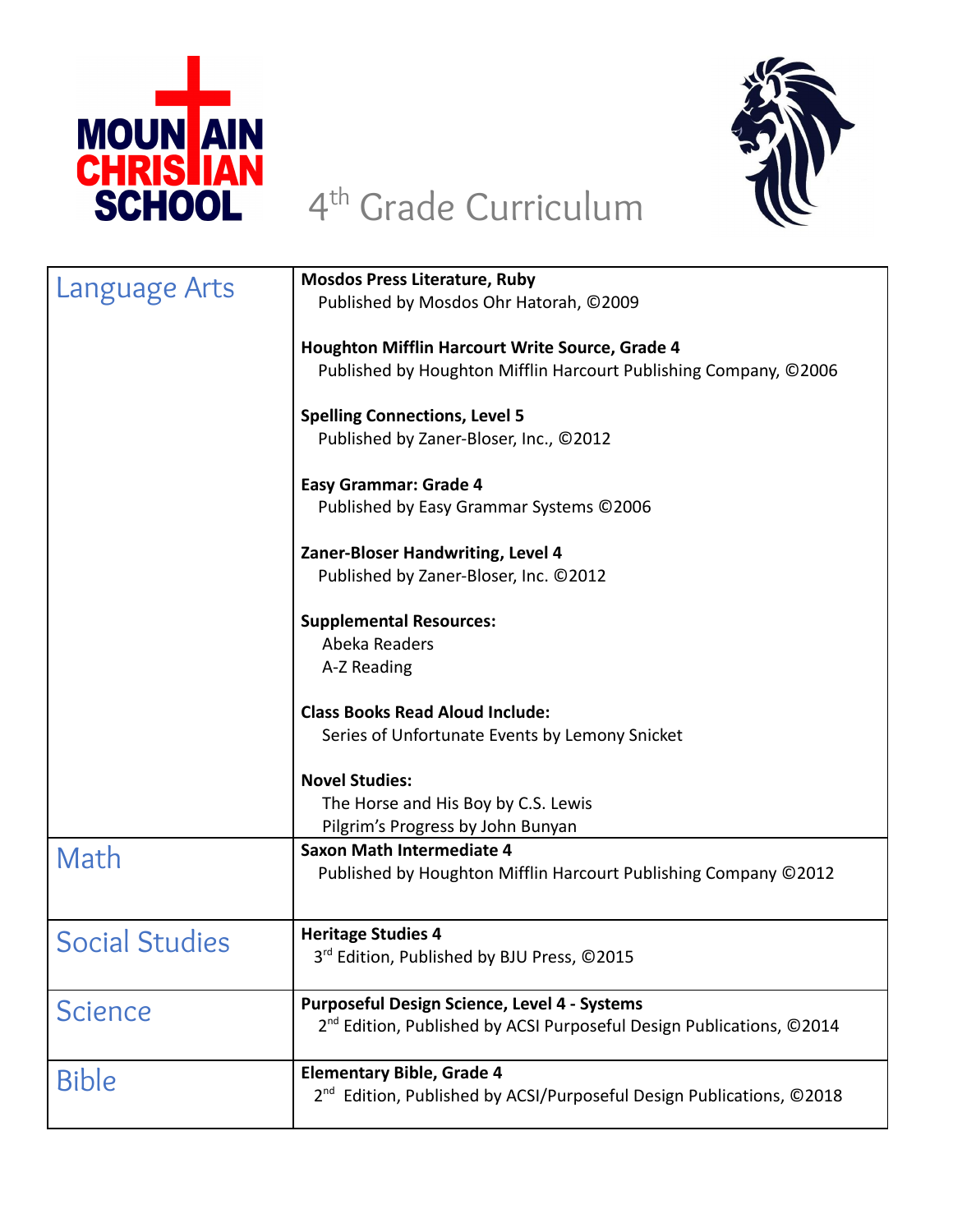# 4th Grade Curriculum

| Subject | Materials |
| --- | --- |
| Language Arts | **Mosdos Press Literature, Ruby**<br>Published by Mosdos Ohr Hatorah, ©2009<br><br>**Houghton Mifflin Harcourt Write Source, Grade 4**<br>Published by Houghton Mifflin Harcourt Publishing Company, ©2006<br><br>**Spelling Connections, Level 5**<br>Published by Zaner-Bloser, Inc., ©2012<br><br>**Easy Grammar: Grade 4**<br>Published by Easy Grammar Systems ©2006<br><br>**Zaner-Bloser Handwriting, Level 4**<br>Published by Zaner-Bloser, Inc. ©2012<br><br>**Supplemental Resources:**<br>Abeka Readers<br>A-Z Reading<br><br>**Class Books Read Aloud Include:**<br>Series of Unfortunate Events by Lemony Snicket<br><br>**Novel Studies:**<br>The Horse and His Boy by C.S. Lewis<br>Pilgrim's Progress by John Bunyan |
| Math | **Saxon Math Intermediate 4**<br>Published by Houghton Mifflin Harcourt Publishing Company ©2012 |
| Social Studies | **Heritage Studies 4**<br>3rd Edition, Published by BJU Press, ©2015 |
| Science | **Purposeful Design Science, Level 4 - Systems**<br>2nd Edition, Published by ACSI Purposeful Design Publications, ©2014 |
| Bible | **Elementary Bible, Grade 4**<br>2nd Edition, Published by ACSI/Purposeful Design Publications, ©2018 |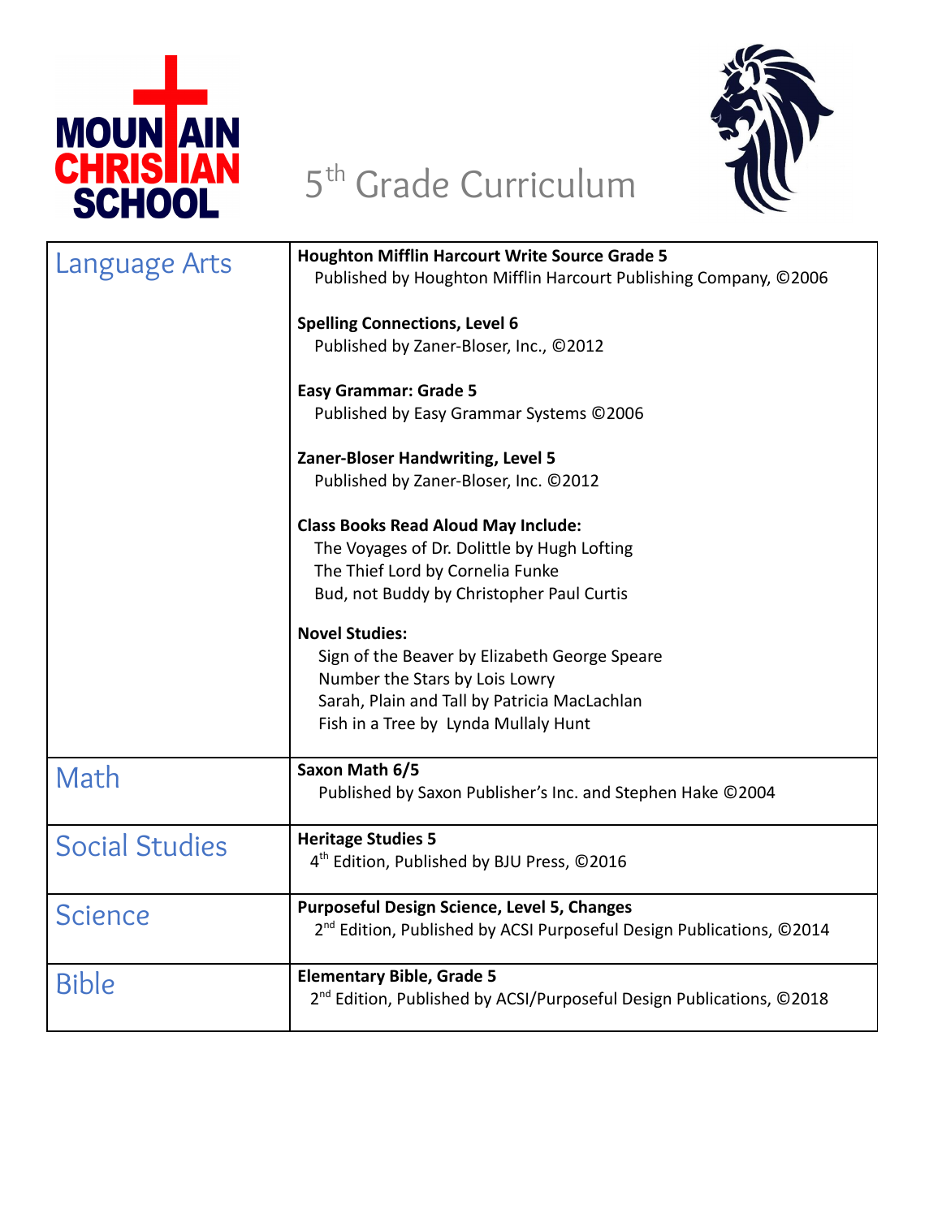# 5th Grade Curriculum

| Subject | Curriculum |
| --- | --- |
| Language Arts | **Houghton Mifflin Harcourt Write Source Grade 5**<br>Published by Houghton Mifflin Harcourt Publishing Company, ©2006<br><br>**Spelling Connections, Level 6**<br>Published by Zaner-Bloser, Inc., ©2012<br><br>**Easy Grammar: Grade 5**<br>Published by Easy Grammar Systems ©2006<br><br>**Zaner-Bloser Handwriting, Level 5**<br>Published by Zaner-Bloser, Inc. ©2012<br><br>**Class Books Read Aloud May Include:**<br>The Voyages of Dr. Dolittle by Hugh Lofting<br>The Thief Lord by Cornelia Funke<br>Bud, not Buddy by Christopher Paul Curtis<br><br>**Novel Studies:**<br>Sign of the Beaver by Elizabeth George Speare<br>Number the Stars by Lois Lowry<br>Sarah, Plain and Tall by Patricia MacLachlan<br>Fish in a Tree by Lynda Mullaly Hunt |
| Math | **Saxon Math 6/5**<br>Published by Saxon Publisher's Inc. and Stephen Hake ©2004 |
| Social Studies | **Heritage Studies 5**<br>4th Edition, Published by BJU Press, ©2016 |
| Science | **Purposeful Design Science, Level 5, Changes**<br>2nd Edition, Published by ACSI Purposeful Design Publications, ©2014 |
| Bible | **Elementary Bible, Grade 5**<br>2nd Edition, Published by ACSI/Purposeful Design Publications, ©2018 |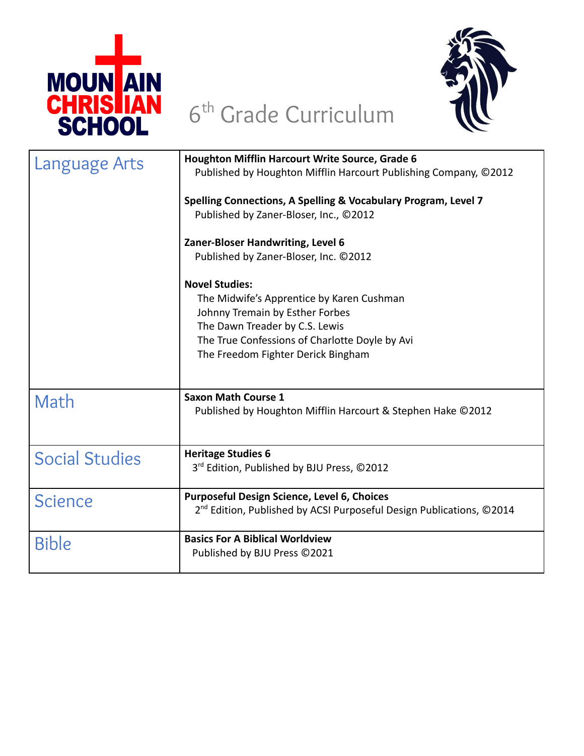MOUNTAIN CHRISTIAN SCHOOL

# 6th Grade Curriculum

| | |
|---|---|
| Language Arts | **Houghton Mifflin Harcourt Write Source, Grade 6**<br>Published by Houghton Mifflin Harcourt Publishing Company, ©2012<br><br>**Spelling Connections, A Spelling & Vocabulary Program, Level 7**<br>Published by Zaner-Bloser, Inc., ©2012<br><br>**Zaner-Bloser Handwriting, Level 6**<br>Published by Zaner-Bloser, Inc. ©2012<br><br>**Novel Studies:**<br>The Midwife's Apprentice by Karen Cushman<br>Johnny Tremain by Esther Forbes<br>The Dawn Treader by C.S. Lewis<br>The True Confessions of Charlotte Doyle by Avi<br>The Freedom Fighter Derick Bingham |
| Math | **Saxon Math Course 1**<br>Published by Houghton Mifflin Harcourt & Stephen Hake ©2012 |
| Social Studies | **Heritage Studies 6**<br>3rd Edition, Published by BJU Press, ©2012 |
| Science | **Purposeful Design Science, Level 6, Choices**<br>2nd Edition, Published by ACSI Purposeful Design Publications, ©2014 |
| Bible | **Basics For A Biblical Worldview**<br>Published by BJU Press ©2021 |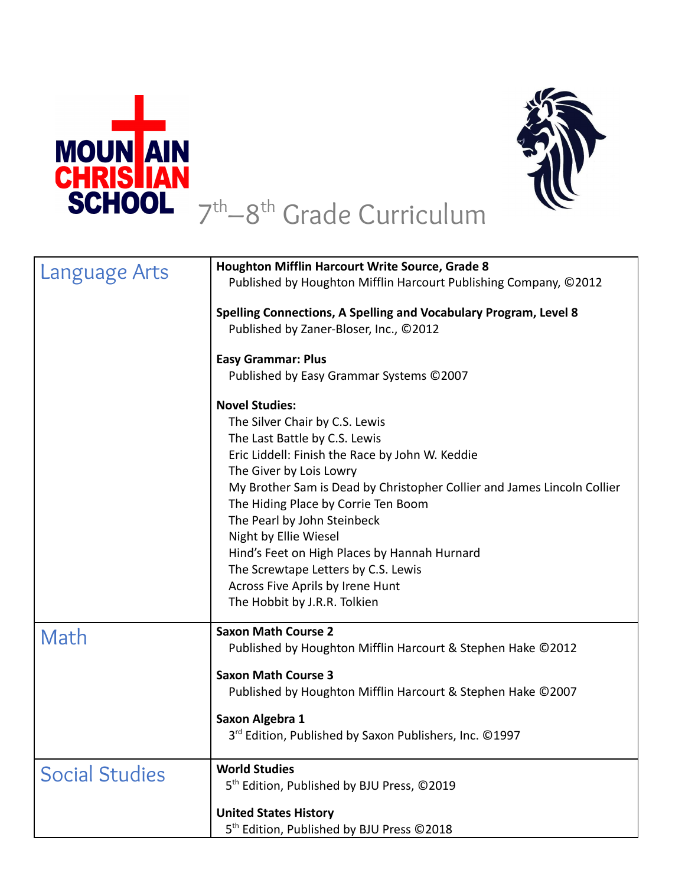MOUNTAIN CHRISTIAN SCHOOL

# 7th–8th Grade Curriculum

| | |
|---|---|
| Language Arts | **Houghton Mifflin Harcourt Write Source, Grade 8**<br>Published by Houghton Mifflin Harcourt Publishing Company, ©2012<br><br>**Spelling Connections, A Spelling and Vocabulary Program, Level 8**<br>Published by Zaner-Bloser, Inc., ©2012<br><br>**Easy Grammar: Plus**<br>Published by Easy Grammar Systems ©2007<br><br>**Novel Studies:**<br>The Silver Chair by C.S. Lewis<br>The Last Battle by C.S. Lewis<br>Eric Liddell: Finish the Race by John W. Keddie<br>The Giver by Lois Lowry<br>My Brother Sam is Dead by Christopher Collier and James Lincoln Collier<br>The Hiding Place by Corrie Ten Boom<br>The Pearl by John Steinbeck<br>Night by Ellie Wiesel<br>Hind's Feet on High Places by Hannah Hurnard<br>The Screwtape Letters by C.S. Lewis<br>Across Five Aprils by Irene Hunt<br>The Hobbit by J.R.R. Tolkien |
| Math | **Saxon Math Course 2**<br>Published by Houghton Mifflin Harcourt & Stephen Hake ©2012<br><br>**Saxon Math Course 3**<br>Published by Houghton Mifflin Harcourt & Stephen Hake ©2007<br><br>**Saxon Algebra 1**<br>3rd Edition, Published by Saxon Publishers, Inc. ©1997 |
| Social Studies | **World Studies**<br>5th Edition, Published by BJU Press, ©2019<br><br>**United States History**<br>5th Edition, Published by BJU Press ©2018 |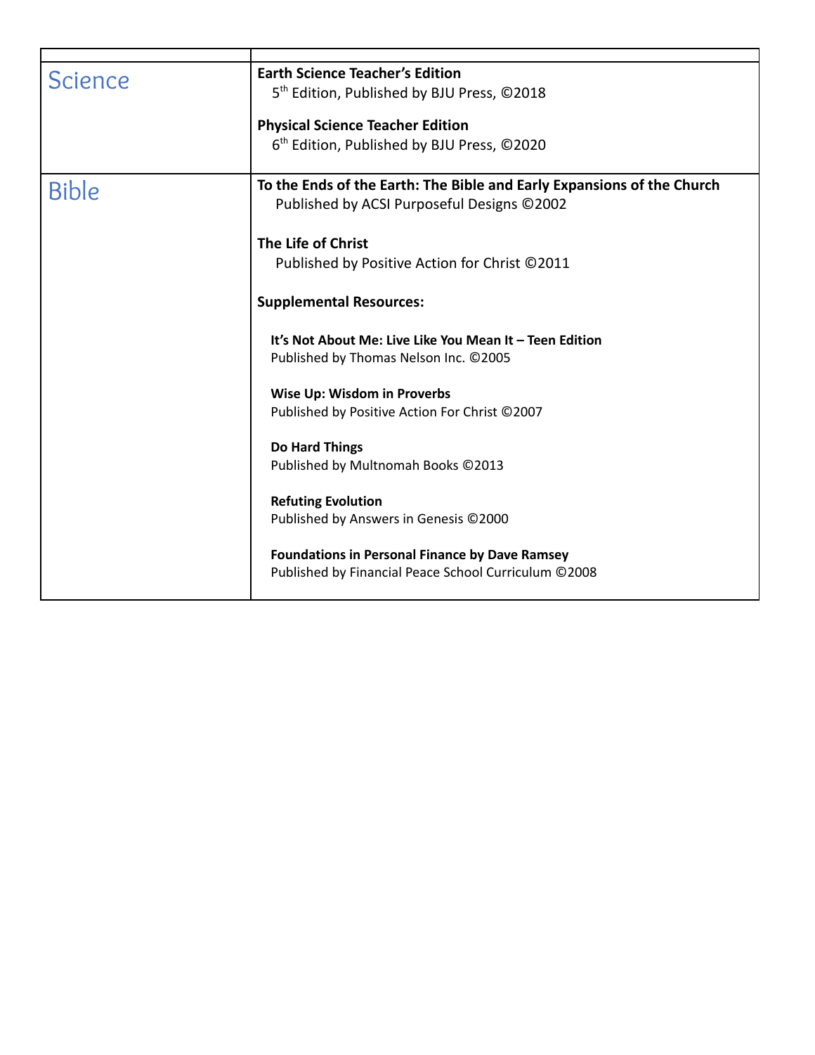| | |
|---|---|
| Science | **Earth Science Teacher's Edition**<br>5th Edition, Published by BJU Press, ©2018<br><br>**Physical Science Teacher Edition**<br>6th Edition, Published by BJU Press, ©2020 |
| Bible | **To the Ends of the Earth: The Bible and Early Expansions of the Church**<br>Published by ACSI Purposeful Designs ©2002<br><br>**The Life of Christ**<br>Published by Positive Action for Christ ©2011<br><br>**Supplemental Resources:**<br><br>**It's Not About Me: Live Like You Mean It – Teen Edition**<br>Published by Thomas Nelson Inc. ©2005<br><br>**Wise Up: Wisdom in Proverbs**<br>Published by Positive Action For Christ ©2007<br><br>**Do Hard Things**<br>Published by Multnomah Books ©2013<br><br>**Refuting Evolution**<br>Published by Answers in Genesis ©2000<br><br>**Foundations in Personal Finance by Dave Ramsey**<br>Published by Financial Peace School Curriculum ©2008 |